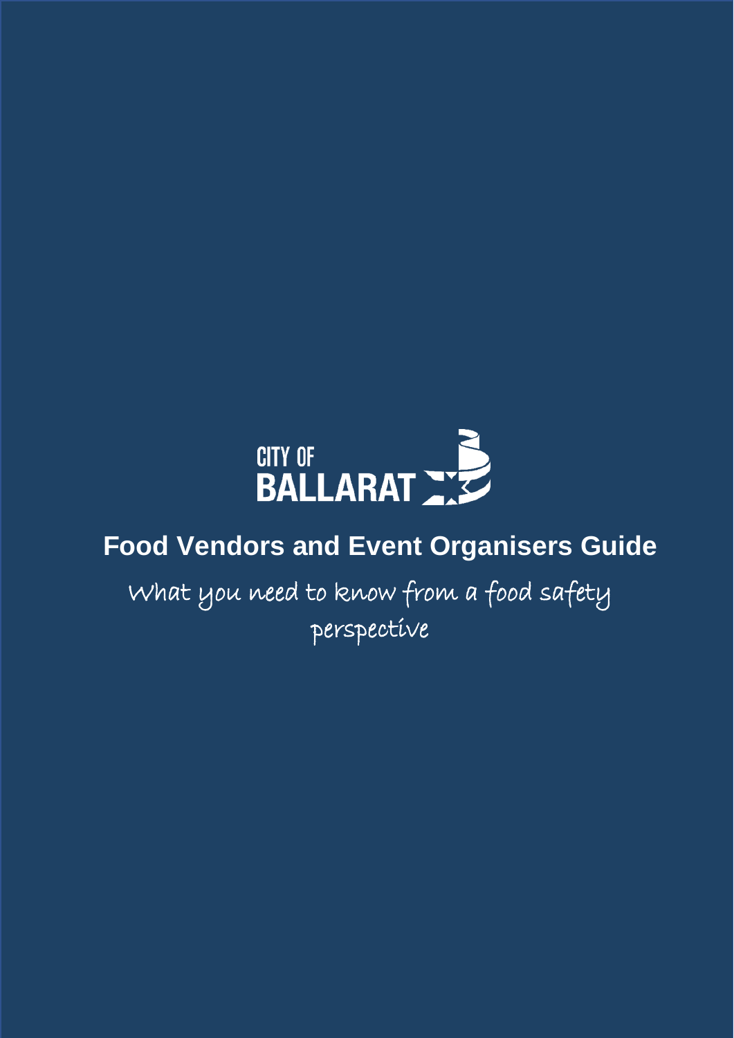CITY OF BALLARAT

# Food Vendors and Event Organisers Guide

*What you need to know from a food safety perspective*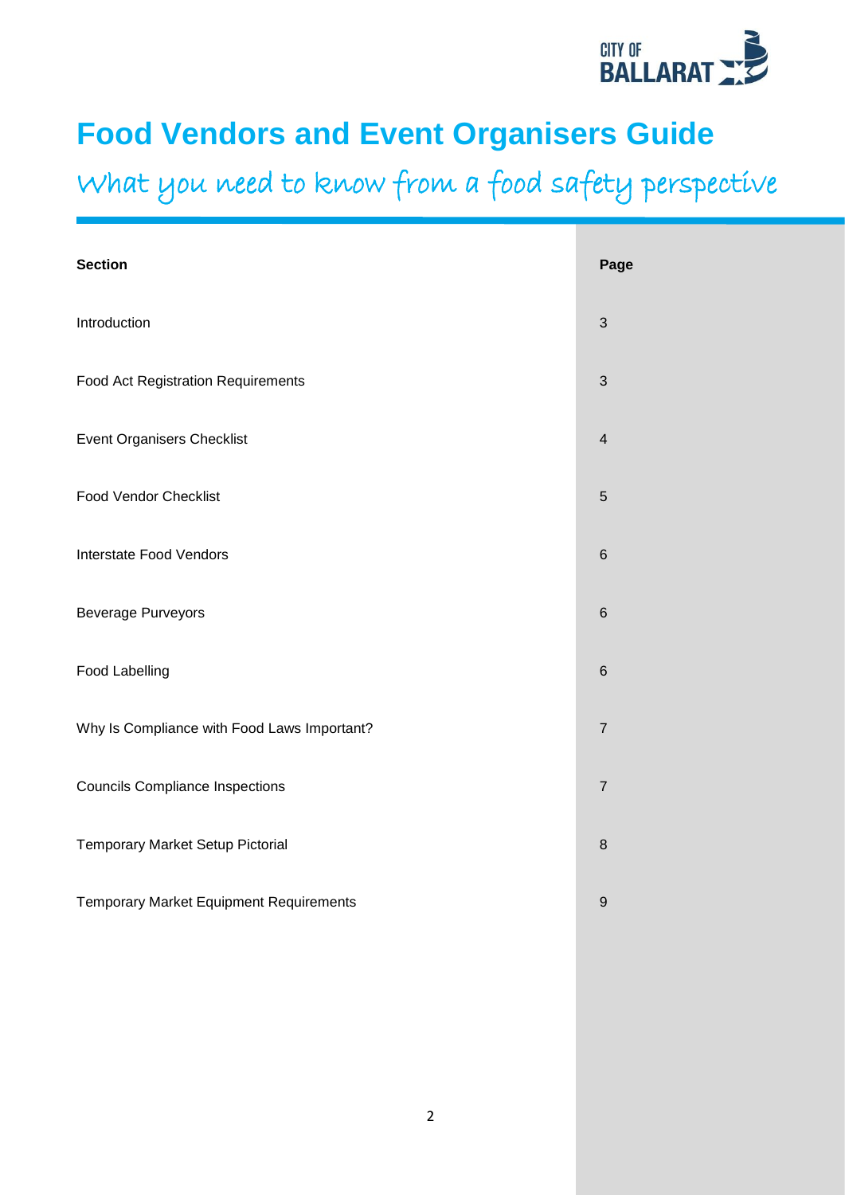# Food Vendors and Event Organisers Guide

## What you need to know from a food safety perspective

| Section | Page |
|---|---|
| Introduction | 3 |
| Food Act Registration Requirements | 3 |
| Event Organisers Checklist | 4 |
| Food Vendor Checklist | 5 |
| Interstate Food Vendors | 6 |
| Beverage Purveyors | 6 |
| Food Labelling | 6 |
| Why Is Compliance with Food Laws Important? | 7 |
| Councils Compliance Inspections | 7 |
| Temporary Market Setup Pictorial | 8 |
| Temporary Market Equipment Requirements | 9 |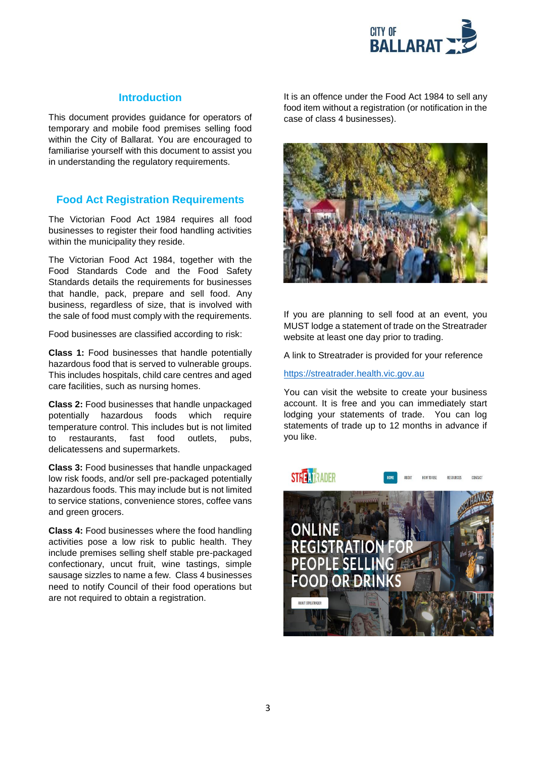## Introduction

This document provides guidance for operators of temporary and mobile food premises selling food within the City of Ballarat. You are encouraged to familiarise yourself with this document to assist you in understanding the regulatory requirements.

## Food Act Registration Requirements

The Victorian Food Act 1984 requires all food businesses to register their food handling activities within the municipality they reside.

The Victorian Food Act 1984, together with the Food Standards Code and the Food Safety Standards details the requirements for businesses that handle, pack, prepare and sell food. Any business, regardless of size, that is involved with the sale of food must comply with the requirements.

Food businesses are classified according to risk:

**Class 1:** Food businesses that handle potentially hazardous food that is served to vulnerable groups. This includes hospitals, child care centres and aged care facilities, such as nursing homes.

**Class 2:** Food businesses that handle unpackaged potentially hazardous foods which require temperature control. This includes but is not limited to restaurants, fast food outlets, pubs, delicatessens and supermarkets.

**Class 3:** Food businesses that handle unpackaged low risk foods, and/or sell pre-packaged potentially hazardous foods. This may include but is not limited to service stations, convenience stores, coffee vans and green grocers.

**Class 4:** Food businesses where the food handling activities pose a low risk to public health. They include premises selling shelf stable pre-packaged confectionary, uncut fruit, wine tastings, simple sausage sizzles to name a few. Class 4 businesses need to notify Council of their food operations but are not required to obtain a registration.

It is an offence under the Food Act 1984 to sell any food item without a registration (or notification in the case of class 4 businesses).

If you are planning to sell food at an event, you MUST lodge a statement of trade on the Streatrader website at least one day prior to trading.

A link to Streatrader is provided for your reference

https://streatrader.health.vic.gov.au

You can visit the website to create your business account. It is free and you can immediately start lodging your statements of trade. You can log statements of trade up to 12 months in advance if you like.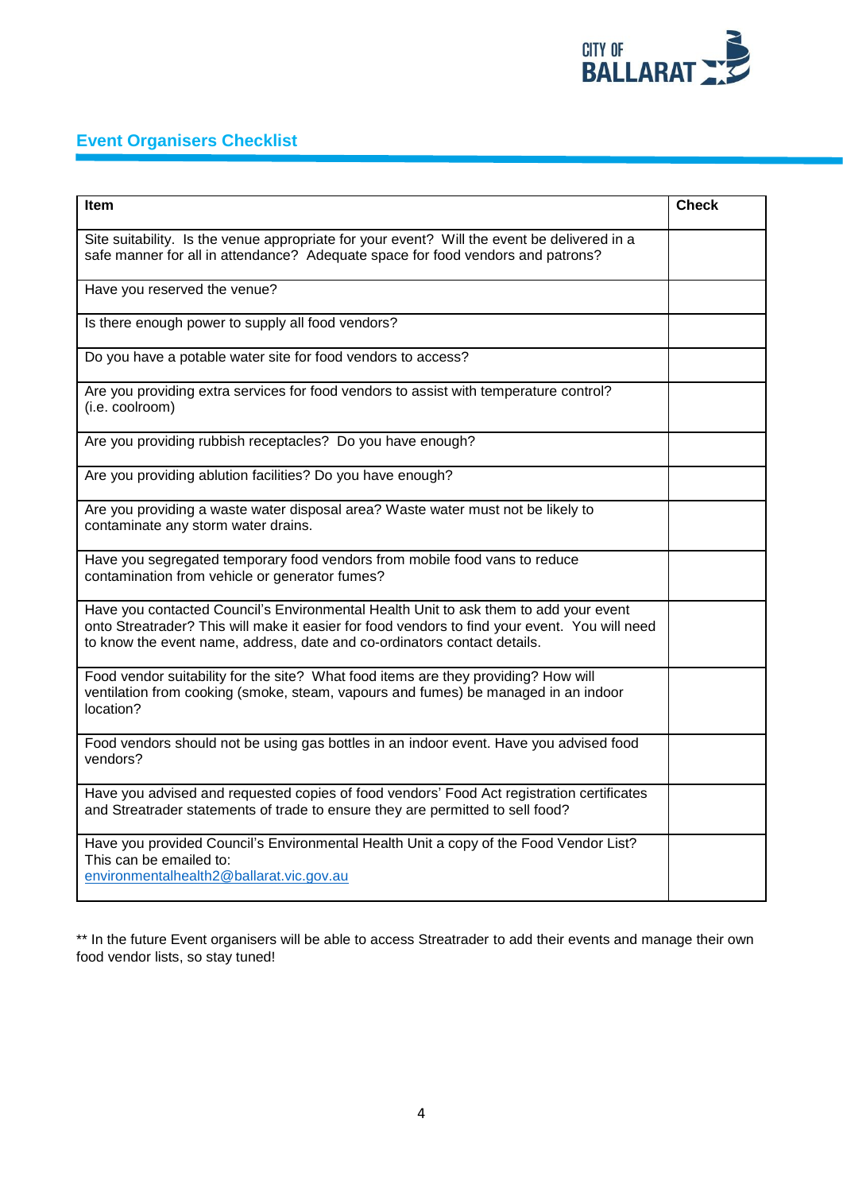## Event Organisers Checklist

| Item | Check |
|---|---|
| Site suitability. Is the venue appropriate for your event? Will the event be delivered in a safe manner for all in attendance? Adequate space for food vendors and patrons? | |
| Have you reserved the venue? | |
| Is there enough power to supply all food vendors? | |
| Do you have a potable water site for food vendors to access? | |
| Are you providing extra services for food vendors to assist with temperature control? (i.e. coolroom) | |
| Are you providing rubbish receptacles? Do you have enough? | |
| Are you providing ablution facilities? Do you have enough? | |
| Are you providing a waste water disposal area? Waste water must not be likely to contaminate any storm water drains. | |
| Have you segregated temporary food vendors from mobile food vans to reduce contamination from vehicle or generator fumes? | |
| Have you contacted Council's Environmental Health Unit to ask them to add your event onto Streatrader? This will make it easier for food vendors to find your event. You will need to know the event name, address, date and co-ordinators contact details. | |
| Food vendor suitability for the site? What food items are they providing? How will ventilation from cooking (smoke, steam, vapours and fumes) be managed in an indoor location? | |
| Food vendors should not be using gas bottles in an indoor event. Have you advised food vendors? | |
| Have you advised and requested copies of food vendors' Food Act registration certificates and Streatrader statements of trade to ensure they are permitted to sell food? | |
| Have you provided Council's Environmental Health Unit a copy of the Food Vendor List? This can be emailed to: environmentalhealth2@ballarat.vic.gov.au | |

** In the future Event organisers will be able to access Streatrader to add their events and manage their own food vendor lists, so stay tuned!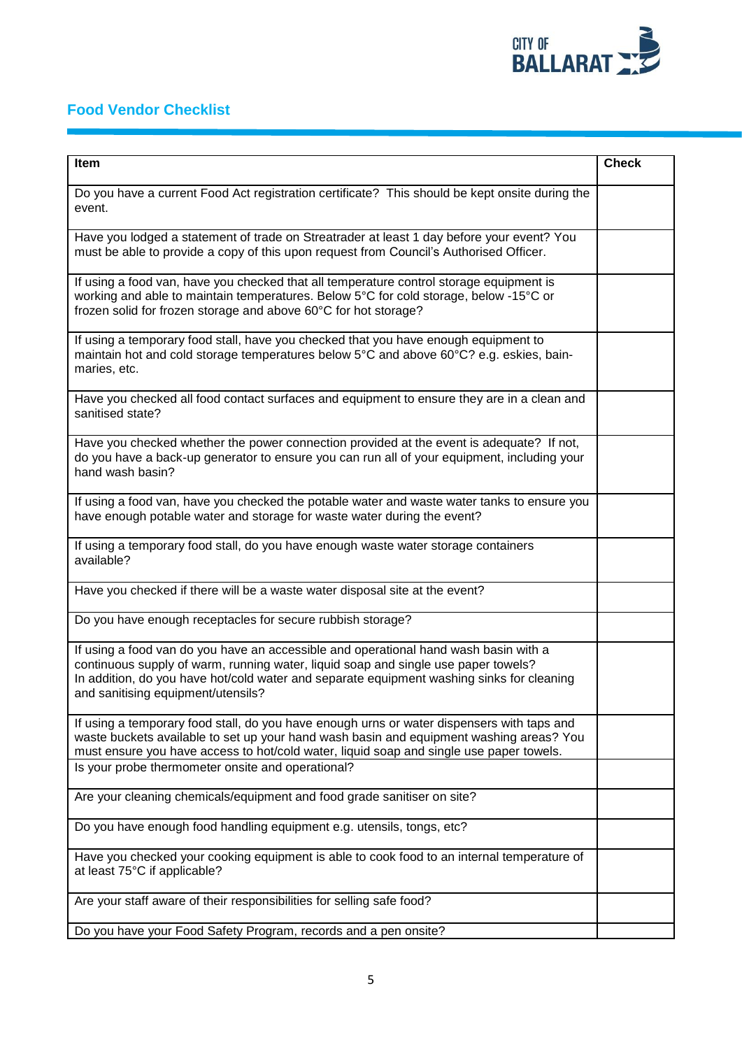## Food Vendor Checklist

| Item | Check |
|---|---|
| Do you have a current Food Act registration certificate? This should be kept onsite during the event. | |
| Have you lodged a statement of trade on Streatrader at least 1 day before your event? You must be able to provide a copy of this upon request from Council's Authorised Officer. | |
| If using a food van, have you checked that all temperature control storage equipment is working and able to maintain temperatures. Below 5°C for cold storage, below -15°C or frozen solid for frozen storage and above 60°C for hot storage? | |
| If using a temporary food stall, have you checked that you have enough equipment to maintain hot and cold storage temperatures below 5°C and above 60°C? e.g. eskies, bain-maries, etc. | |
| Have you checked all food contact surfaces and equipment to ensure they are in a clean and sanitised state? | |
| Have you checked whether the power connection provided at the event is adequate? If not, do you have a back-up generator to ensure you can run all of your equipment, including your hand wash basin? | |
| If using a food van, have you checked the potable water and waste water tanks to ensure you have enough potable water and storage for waste water during the event? | |
| If using a temporary food stall, do you have enough waste water storage containers available? | |
| Have you checked if there will be a waste water disposal site at the event? | |
| Do you have enough receptacles for secure rubbish storage? | |
| If using a food van do you have an accessible and operational hand wash basin with a continuous supply of warm, running water, liquid soap and single use paper towels? In addition, do you have hot/cold water and separate equipment washing sinks for cleaning and sanitising equipment/utensils? | |
| If using a temporary food stall, do you have enough urns or water dispensers with taps and waste buckets available to set up your hand wash basin and equipment washing areas? You must ensure you have access to hot/cold water, liquid soap and single use paper towels. | |
| Is your probe thermometer onsite and operational? | |
| Are your cleaning chemicals/equipment and food grade sanitiser on site? | |
| Do you have enough food handling equipment e.g. utensils, tongs, etc? | |
| Have you checked your cooking equipment is able to cook food to an internal temperature of at least 75°C if applicable? | |
| Are your staff aware of their responsibilities for selling safe food? | |
| Do you have your Food Safety Program, records and a pen onsite? | |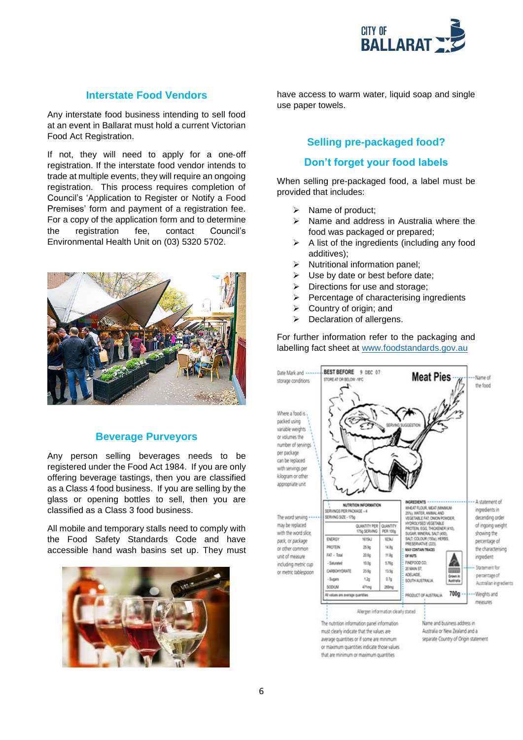## Interstate Food Vendors

Any interstate food business intending to sell food at an event in Ballarat must hold a current Victorian Food Act Registration.

If not, they will need to apply for a one-off registration. If the interstate food vendor intends to trade at multiple events, they will require an ongoing registration. This process requires completion of Council's 'Application to Register or Notify a Food Premises' form and payment of a registration fee. For a copy of the application form and to determine the registration fee, contact Council's Environmental Health Unit on (03) 5320 5702.

## Beverage Purveyors

Any person selling beverages needs to be registered under the Food Act 1984. If you are only offering beverage tastings, then you are classified as a Class 4 food business. If you are selling by the glass or opening bottles to sell, then you are classified as a Class 3 food business.

All mobile and temporary stalls need to comply with the Food Safety Standards Code and have accessible hand wash basins set up. They must have access to warm water, liquid soap and single use paper towels.

## Selling pre-packaged food?

## Don't forget your food labels

When selling pre-packaged food, a label must be provided that includes:

- Name of product;
- Name and address in Australia where the food was packaged or prepared;
- A list of the ingredients (including any food additives);
- Nutritional information panel;
- Use by date or best before date;
- Directions for use and storage;
- Percentage of characterising ingredients
- Country of origin; and
- Declaration of allergens.

For further information refer to the packaging and labelling fact sheet at www.foodstandards.gov.au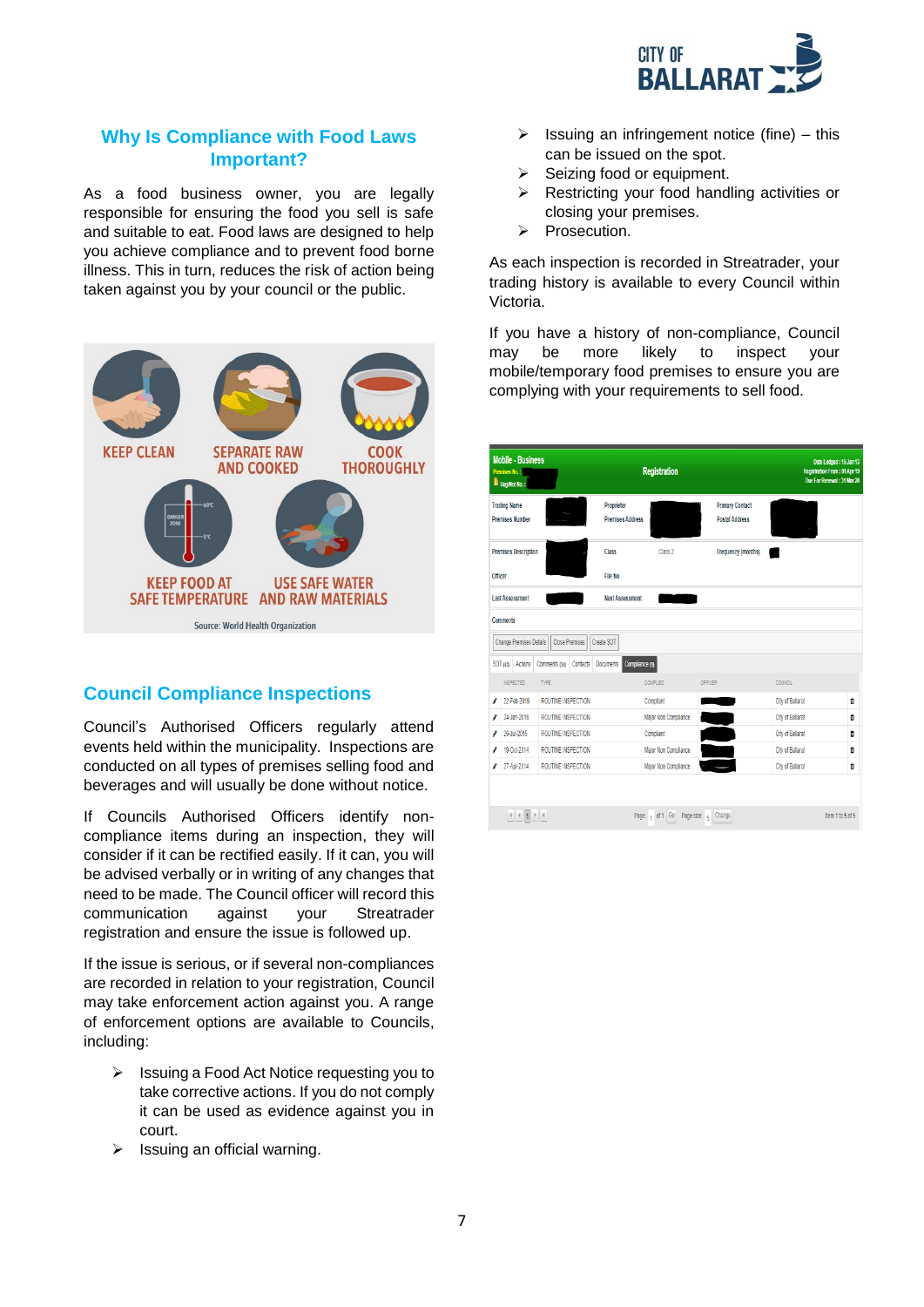## Why Is Compliance with Food Laws Important?

As a food business owner, you are legally responsible for ensuring the food you sell is safe and suitable to eat. Food laws are designed to help you achieve compliance and to prevent food borne illness. This in turn, reduces the risk of action being taken against you by your council or the public.

KEEP CLEAN — SEPARATE RAW AND COOKED — COOK THOROUGHLY — KEEP FOOD AT SAFE TEMPERATURE — USE SAFE WATER AND RAW MATERIALS

Source: World Health Organization

## Council Compliance Inspections

Council's Authorised Officers regularly attend events held within the municipality. Inspections are conducted on all types of premises selling food and beverages and will usually be done without notice.

If Councils Authorised Officers identify non-compliance items during an inspection, they will consider if it can be rectified easily. If it can, you will be advised verbally or in writing of any changes that need to be made. The Council officer will record this communication against your Streatrader registration and ensure the issue is followed up.

If the issue is serious, or if several non-compliances are recorded in relation to your registration, Council may take enforcement action against you. A range of enforcement options are available to Councils, including:

- Issuing a Food Act Notice requesting you to take corrective actions. If you do not comply it can be used as evidence against you in court.
- Issuing an official warning.
- Issuing an infringement notice (fine) – this can be issued on the spot.
- Seizing food or equipment.
- Restricting your food handling activities or closing your premises.
- Prosecution.

As each inspection is recorded in Streatrader, your trading history is available to every Council within Victoria.

If you have a history of non-compliance, Council may be more likely to inspect your mobile/temporary food premises to ensure you are complying with your requirements to sell food.

| INSPECTED | TYPE | COMPLIED | OFFICER | COUNCIL |
| --- | --- | --- | --- | --- |
| 22-Feb-2019 | ROUTINE INSPECTION | Compliant | | City of Ballarat |
| 24-Jan-2016 | ROUTINE INSPECTION | Major Non Compliance | | City of Ballarat |
| 26-Jul-2015 | ROUTINE INSPECTION | Compliant | | City of Ballarat |
| 19-Oct-2014 | ROUTINE INSPECTION | Major Non Compliance | | City of Ballarat |
| 27-Apr-2014 | ROUTINE INSPECTION | Major Non Compliance | | City of Ballarat |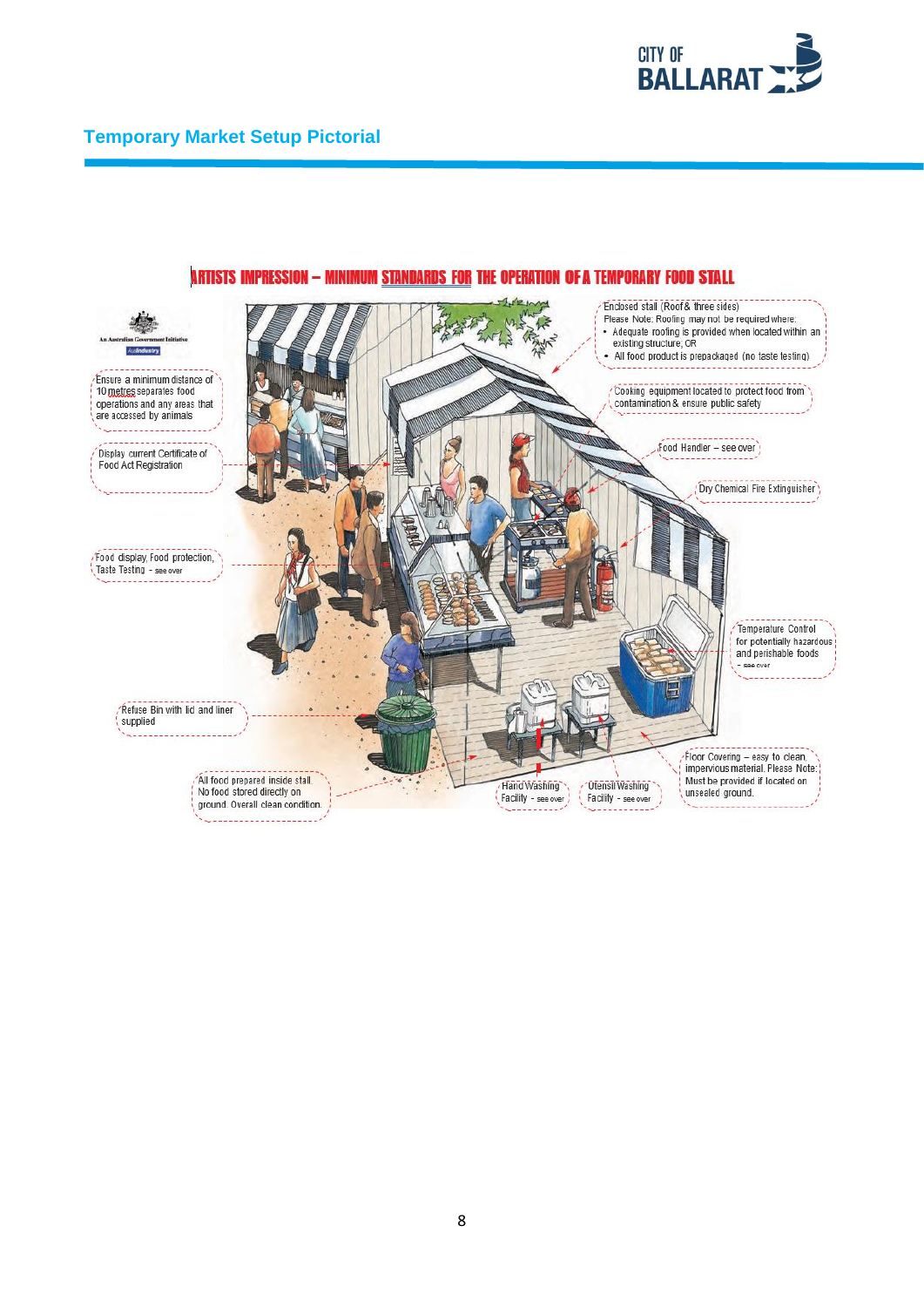## Temporary Market Setup Pictorial

ARTISTS IMPRESSION – MINIMUM STANDARDS FOR THE OPERATION OF A TEMPORARY FOOD STALL

An Australian Government Initiative

AusIndustry

Ensure a minimum distance of 10 metres separates food operations and any areas that are accessed by animals

Display current Certificate of Food Act Registration

Food display, Food protection, Taste Testing - see over

Refuse Bin with lid and liner supplied

All food prepared inside stall. No food stored directly on ground. Overall clean condition.

Enclosed stall (Roof & three sides)
Please Note: Roofing may not be required where:

- Adequate roofing is provided when located within an existing structure; OR
- All food product is prepackaged (no taste testing)

Cooking equipment located to protect food from contamination & ensure public safety

Food Handler – see over

Dry Chemical Fire Extinguisher

Temperature Control for potentially hazardous and perishable foods - see over

Floor Covering – easy to clean, impervious material. Please Note: Must be provided if located on unsealed ground.

Hand Washing Facility - see over

Utensil Washing Facility - see over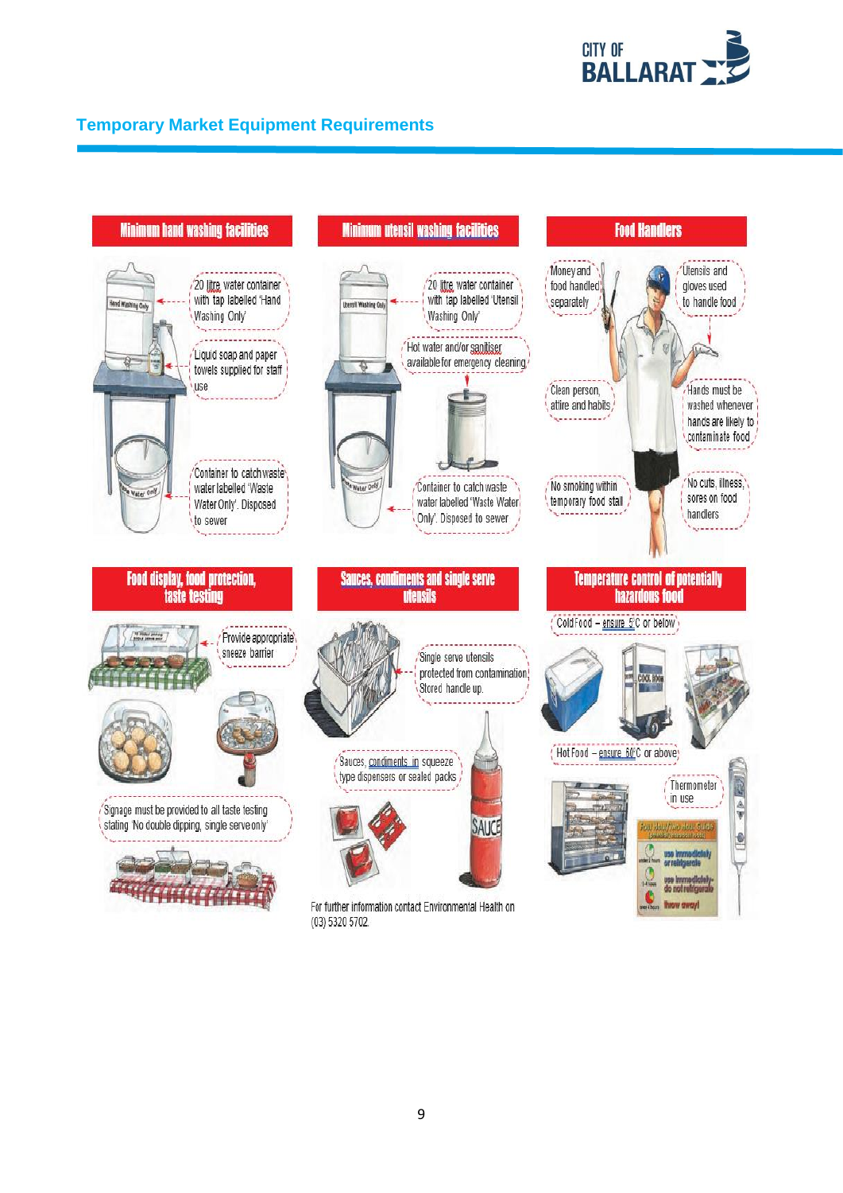## Temporary Market Equipment Requirements

### Minimum hand washing facilities

20 litre water container with tap labelled 'Hand Washing Only'

Liquid soap and paper towels supplied for staff use

Container to catch waste water labelled 'Waste Water Only'. Disposed to sewer

### Minimum utensil washing facilities

20 litre water container with tap labelled 'Utensil Washing Only'

Hot water and/or sanitiser available for emergency cleaning

Container to catch waste water labelled 'Waste Water Only'. Disposed to sewer

### Food Handlers

Money and food handled separately

Utensils and gloves used to handle food

Clean person, attire and habits

Hands must be washed whenever hands are likely to contaminate food

No smoking within temporary food stall

No cuts, illness, sores on food handlers

### Food display, food protection, taste testing

Provide appropriate sneeze barrier

Signage must be provided to all taste testing stating 'No double dipping, single serve only'

### Sauces, condiments and single serve utensils

Single serve utensils protected from contamination. Stored handle up.

Sauces, condiments in squeeze type dispensers or sealed packs

For further information contact Environmental Health on (03) 5320 5702.

### Temperature control of potentially hazardous food

Cold Food – ensure 5°C or below

Hot Food – ensure 60°C or above

Thermometer in use